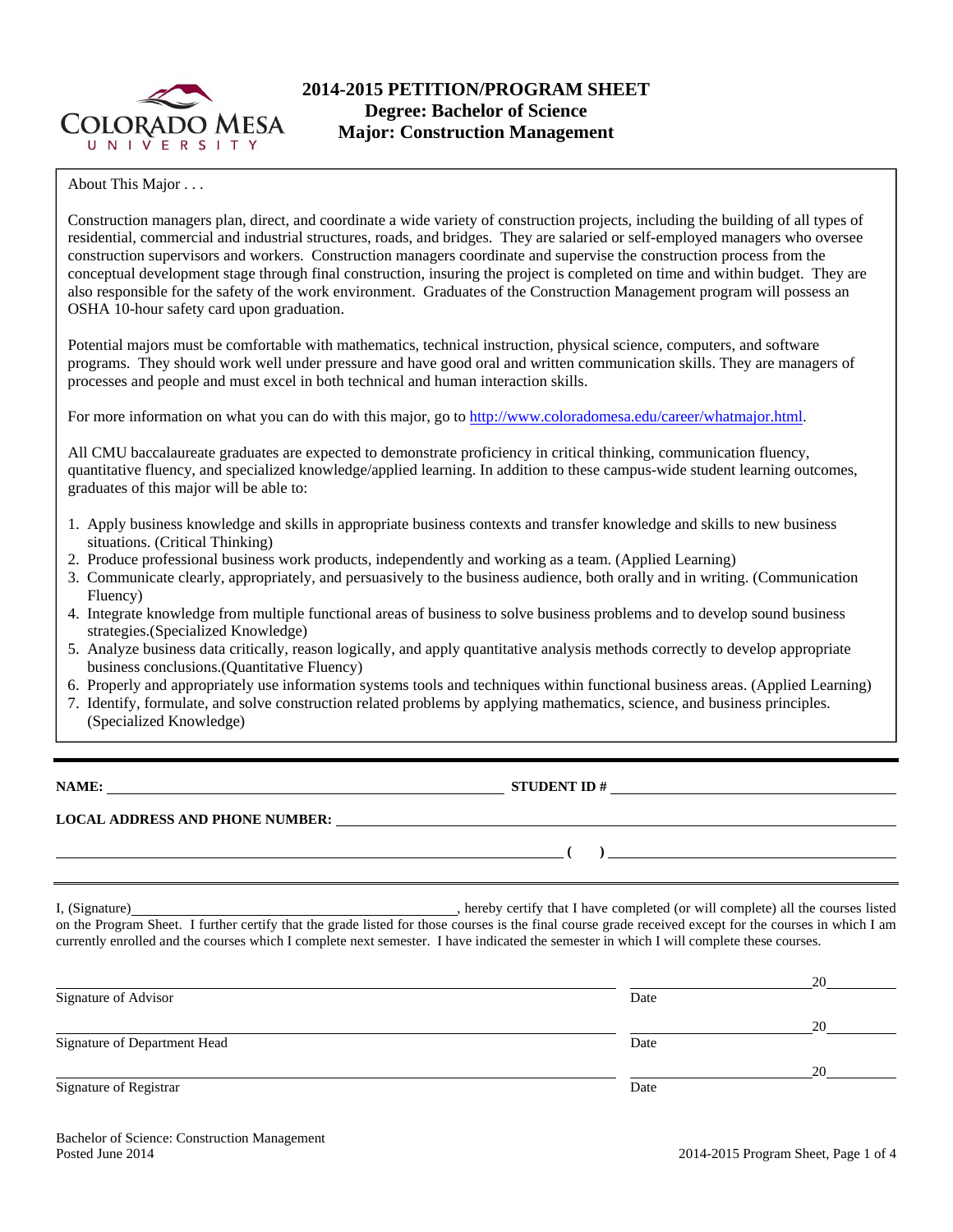# 2014-2015 PETITION/PROGRAM SHEET
## Degree: Bachelor of Science
## Major: Construction Management

About This Major . . .

Construction managers plan, direct, and coordinate a wide variety of construction projects, including the building of all types of residential, commercial and industrial structures, roads, and bridges. They are salaried or self-employed managers who oversee construction supervisors and workers. Construction managers coordinate and supervise the construction process from the conceptual development stage through final construction, insuring the project is completed on time and within budget. They are also responsible for the safety of the work environment. Graduates of the Construction Management program will possess an OSHA 10-hour safety card upon graduation.

Potential majors must be comfortable with mathematics, technical instruction, physical science, computers, and software programs. They should work well under pressure and have good oral and written communication skills. They are managers of processes and people and must excel in both technical and human interaction skills.

For more information on what you can do with this major, go to http://www.coloradomesa.edu/career/whatmajor.html.

All CMU baccalaureate graduates are expected to demonstrate proficiency in critical thinking, communication fluency, quantitative fluency, and specialized knowledge/applied learning. In addition to these campus-wide student learning outcomes, graduates of this major will be able to:

1. Apply business knowledge and skills in appropriate business contexts and transfer knowledge and skills to new business situations. (Critical Thinking)
2. Produce professional business work products, independently and working as a team. (Applied Learning)
3. Communicate clearly, appropriately, and persuasively to the business audience, both orally and in writing. (Communication Fluency)
4. Integrate knowledge from multiple functional areas of business to solve business problems and to develop sound business strategies.(Specialized Knowledge)
5. Analyze business data critically, reason logically, and apply quantitative analysis methods correctly to develop appropriate business conclusions.(Quantitative Fluency)
6. Properly and appropriately use information systems tools and techniques within functional business areas. (Applied Learning)
7. Identify, formulate, and solve construction related problems by applying mathematics, science, and business principles. (Specialized Knowledge)

---

**NAME:** ______________________ **STUDENT ID #** ______________________

**LOCAL ADDRESS AND PHONE NUMBER:** ______________________

______________________ **( )** ______________________

---

I, (Signature)______________________, hereby certify that I have completed (or will complete) all the courses listed on the Program Sheet. I further certify that the grade listed for those courses is the final course grade received except for the courses in which I am currently enrolled and the courses which I complete next semester. I have indicated the semester in which I will complete these courses.

______________________ Signature of Advisor &nbsp;&nbsp;&nbsp; ______________ Date 20____

______________________ Signature of Department Head &nbsp;&nbsp;&nbsp; ______________ Date 20____

______________________ Signature of Registrar &nbsp;&nbsp;&nbsp; ______________ Date 20____

Bachelor of Science: Construction Management
Posted June 2014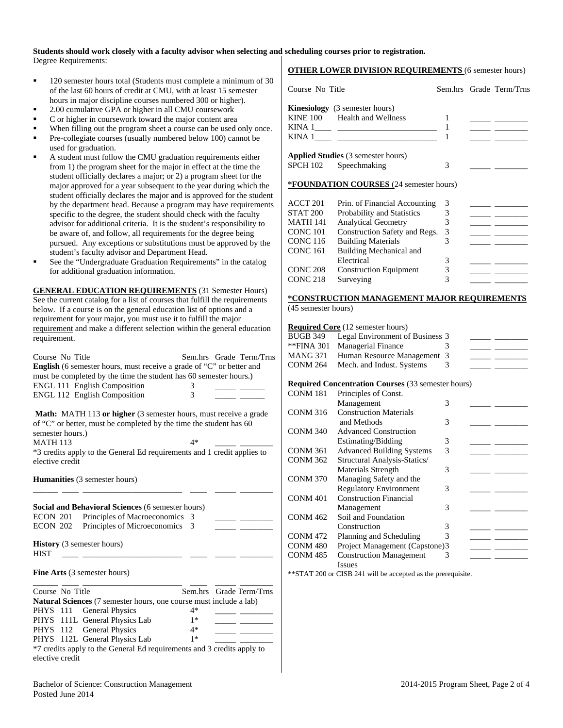**Students should work closely with a faculty advisor when selecting and scheduling courses prior to registration.**

Degree Requirements:

- 120 semester hours total (Students must complete a minimum of 30 of the last 60 hours of credit at CMU, with at least 15 semester hours in major discipline courses numbered 300 or higher).
- 2.00 cumulative GPA or higher in all CMU coursework
- C or higher in coursework toward the major content area
- When filling out the program sheet a course can be used only once.
- Pre-collegiate courses (usually numbered below 100) cannot be used for graduation.
- A student must follow the CMU graduation requirements either from 1) the program sheet for the major in effect at the time the student officially declares a major; or 2) a program sheet for the major approved for a year subsequent to the year during which the student officially declares the major and is approved for the student by the department head. Because a program may have requirements specific to the degree, the student should check with the faculty advisor for additional criteria. It is the student's responsibility to be aware of, and follow, all requirements for the degree being pursued. Any exceptions or substitutions must be approved by the student's faculty advisor and Department Head.
- See the "Undergraduate Graduation Requirements" in the catalog for additional graduation information.

**GENERAL EDUCATION REQUIREMENTS** (31 Semester Hours) See the current catalog for a list of courses that fulfill the requirements below. If a course is on the general education list of options and a requirement for your major, you must use it to fulfill the major requirement and make a different selection within the general education requirement.

| Course No | Title | Sem.hrs | Grade | Term/Trns |
|---|---|---|---|---|
| **English** (6 semester hours, must receive a grade of "C" or better and must be completed by the time the student has 60 semester hours.) | | | | |
| ENGL 111 | English Composition | 3 | _____ | ______ |
| ENGL 112 | English Composition | 3 | _____ | ______ |

**Math:** MATH 113 **or higher** (3 semester hours, must receive a grade of "C" or better, must be completed by the time the student has 60 semester hours.)

| Course No | Title | Sem.hrs | Grade | Term/Trns |
|---|---|---|---|---|
| MATH 113 | | 4* | _____ | ________ |

*3 credits apply to the General Ed requirements and 1 credit applies to elective credit

**Humanities** (3 semester hours)

______ ____ ________________________ ____ _____ ________

**Social and Behavioral Sciences** (6 semester hours)

| Course No | Title | Sem.hrs | Grade | Term/Trns |
|---|---|---|---|---|
| ECON 201 | Principles of Macroeconomics | 3 | _____ | ________ |
| ECON 202 | Principles of Microeconomics | 3 | _____ | ________ |

**History** (3 semester hours)

HIST ____ ________________________ ____ _____ ________

**Fine Arts** (3 semester hours)

______ ____ ________________________ ____ _____ ________

| Course No | Title | Sem.hrs | Grade | Term/Trns |
|---|---|---|---|---|
| **Natural Sciences** (7 semester hours, one course must include a lab) | | | | |
| PHYS 111 | General Physics | 4* | _____ | ________ |
| PHYS 111L | General Physics Lab | 1* | _____ | ________ |
| PHYS 112 | General Physics | 4* | _____ | ________ |
| PHYS 112L | General Physics Lab | 1* | _____ | ________ |

*7 credits apply to the General Ed requirements and 3 credits apply to elective credit

**OTHER LOWER DIVISION REQUIREMENTS** (6 semester hours)

| Course No | Title | Sem.hrs | Grade | Term/Trns |
|---|---|---|---|---|
| **Kinesiology** (3 semester hours) | | | | |
| KINE 100 | Health and Wellness | 1 | _____ | ________ |
| KINA 1____ | ________________________ | 1 | _____ | ________ |
| KINA 1____ | ________________________ | 1 | _____ | ________ |
| **Applied Studies** (3 semester hours) | | | | |
| SPCH 102 | Speechmaking | 3 | _____ | ________ |

**\*FOUNDATION COURSES** (24 semester hours)

| Course No | Title | Sem.hrs | Grade | Term/Trns |
|---|---|---|---|---|
| ACCT 201 | Prin. of Financial Accounting | 3 | _____ | ________ |
| STAT 200 | Probability and Statistics | 3 | _____ | ________ |
| MATH 141 | Analytical Geometry | 3 | _____ | ________ |
| CONC 101 | Construction Safety and Regs. | 3 | _____ | ________ |
| CONC 116 | Building Materials | 3 | _____ | ________ |
| CONC 161 | Building Mechanical and Electrical | 3 | _____ | ________ |
| CONC 208 | Construction Equipment | 3 | _____ | ________ |
| CONC 218 | Surveying | 3 | _____ | ________ |

**\*CONSTRUCTION MANAGEMENT MAJOR REQUIREMENTS** (45 semester hours)

**Required Core** (12 semester hours)

| Course No | Title | Sem.hrs | Grade | Term/Trns |
|---|---|---|---|---|
| BUGB 349 | Legal Environment of Business | 3 | _____ | ________ |
| **FINA 301 | Managerial Finance | 3 | _____ | ________ |
| MANG 371 | Human Resource Management | 3 | _____ | ________ |
| CONM 264 | Mech. and Indust. Systems | 3 | _____ | ________ |

**Required Concentration Courses** (33 semester hours)

| Course No | Title | Sem.hrs | Grade | Term/Trns |
|---|---|---|---|---|
| CONM 181 | Principles of Const. Management | 3 | _____ | ________ |
| CONM 316 | Construction Materials and Methods | 3 | _____ | ________ |
| CONM 340 | Advanced Construction Estimating/Bidding | 3 | _____ | ________ |
| CONM 361 | Advanced Building Systems | 3 | _____ | ________ |
| CONM 362 | Structural Analysis-Statics/ Materials Strength | 3 | _____ | ________ |
| CONM 370 | Managing Safety and the Regulatory Environment | 3 | _____ | ________ |
| CONM 401 | Construction Financial Management | 3 | _____ | ________ |
| CONM 462 | Soil and Foundation Construction | 3 | _____ | ________ |
| CONM 472 | Planning and Scheduling | 3 | _____ | ________ |
| CONM 480 | Project Management (Capstone) | 3 | _____ | ________ |
| CONM 485 | Construction Management Issues | 3 | _____ | ________ |

**STAT 200 or CISB 241 will be accepted as the prerequisite.

Bachelor of Science: Construction Management
Posted June 2014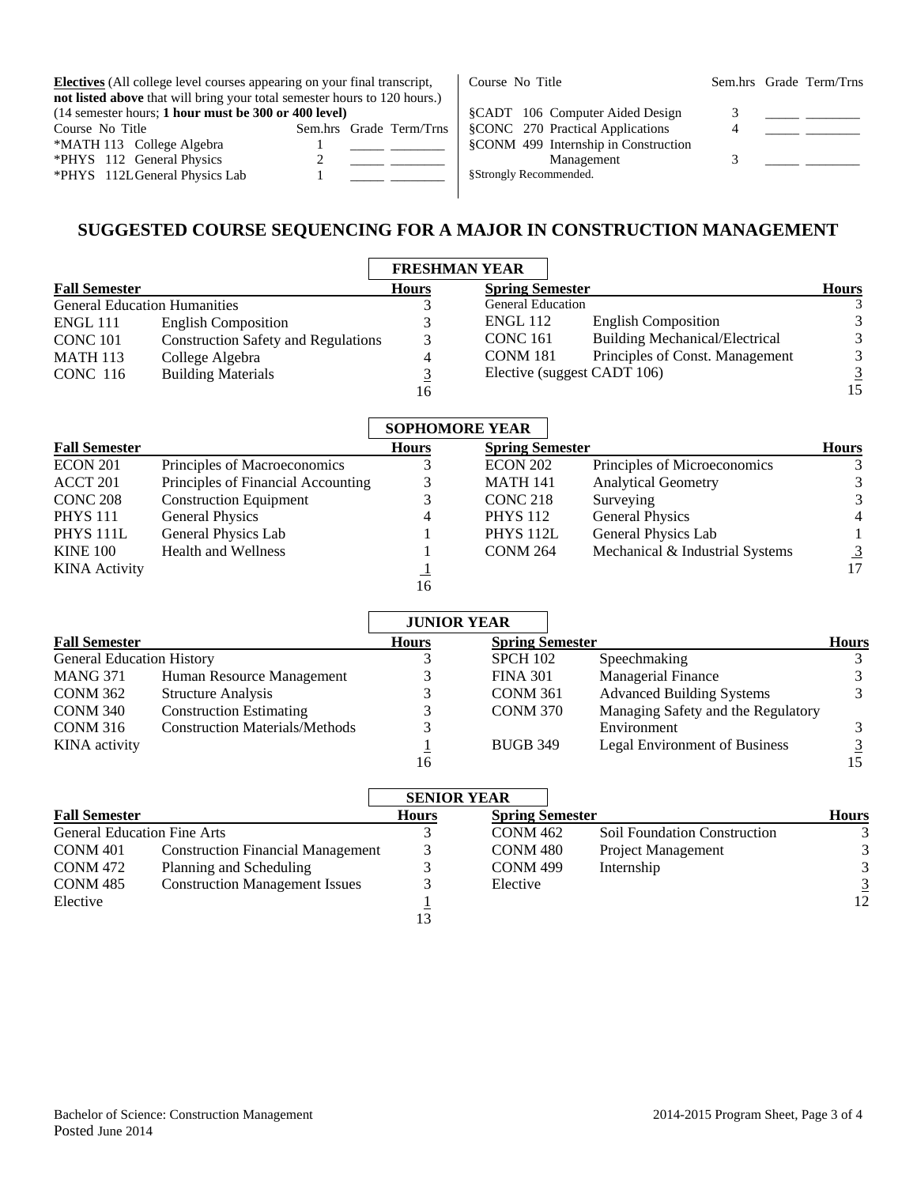**Electives** (All college level courses appearing on your final transcript, **not listed above** that will bring your total semester hours to 120 hours.) (14 semester hours; **1 hour must be 300 or 400 level)**

| Course No | Title | Sem.hrs | Grade | Term/Trns |
|---|---|---|---|---|
| *MATH 113 | College Algebra | 1 | _____ | ________ |
| *PHYS 112 | General Physics | 2 | _____ | ________ |
| *PHYS 112L | General Physics Lab | 1 | _____ | ________ |
| §CADT 106 | Computer Aided Design | 3 | _____ | ________ |
| §CONC 270 | Practical Applications | 4 | _____ | ________ |
| §CONM 499 | Internship in Construction Management | 3 | _____ | ________ |

§Strongly Recommended.

## SUGGESTED COURSE SEQUENCING FOR A MAJOR IN CONSTRUCTION MANAGEMENT

### FRESHMAN YEAR

| Fall Semester | | Hours | Spring Semester | | Hours |
|---|---|---|---|---|---|
| General Education Humanities | | 3 | General Education | | 3 |
| ENGL 111 | English Composition | 3 | ENGL 112 | English Composition | 3 |
| CONC 101 | Construction Safety and Regulations | 3 | CONC 161 | Building Mechanical/Electrical | 3 |
| MATH 113 | College Algebra | 4 | CONM 181 | Principles of Const. Management | 3 |
| CONC 116 | Building Materials | 3 | Elective (suggest CADT 106) | | 3 |
| | | 16 | | | 15 |

### SOPHOMORE YEAR

| Fall Semester | | Hours | Spring Semester | | Hours |
|---|---|---|---|---|---|
| ECON 201 | Principles of Macroeconomics | 3 | ECON 202 | Principles of Microeconomics | 3 |
| ACCT 201 | Principles of Financial Accounting | 3 | MATH 141 | Analytical Geometry | 3 |
| CONC 208 | Construction Equipment | 3 | CONC 218 | Surveying | 3 |
| PHYS 111 | General Physics | 4 | PHYS 112 | General Physics | 4 |
| PHYS 111L | General Physics Lab | 1 | PHYS 112L | General Physics Lab | 1 |
| KINE 100 | Health and Wellness | 1 | CONM 264 | Mechanical & Industrial Systems | 3 |
| KINA Activity | | 1 | | | 17 |
| | | 16 | | | |

### JUNIOR YEAR

| Fall Semester | | Hours | Spring Semester | | Hours |
|---|---|---|---|---|---|
| General Education History | | 3 | SPCH 102 | Speechmaking | 3 |
| MANG 371 | Human Resource Management | 3 | FINA 301 | Managerial Finance | 3 |
| CONM 362 | Structure Analysis | 3 | CONM 361 | Advanced Building Systems | 3 |
| CONM 340 | Construction Estimating | 3 | CONM 370 | Managing Safety and the Regulatory Environment | 3 |
| CONM 316 | Construction Materials/Methods | 3 | BUGB 349 | Legal Environment of Business | 3 |
| KINA activity | | 1 | | | 15 |
| | | 16 | | | |

### SENIOR YEAR

| Fall Semester | | Hours | Spring Semester | | Hours |
|---|---|---|---|---|---|
| General Education Fine Arts | | 3 | CONM 462 | Soil Foundation Construction | 3 |
| CONM 401 | Construction Financial Management | 3 | CONM 480 | Project Management | 3 |
| CONM 472 | Planning and Scheduling | 3 | CONM 499 | Internship | 3 |
| CONM 485 | Construction Management Issues | 3 | Elective | | 3 |
| Elective | | 1 | | | 12 |
| | | 13 | | | |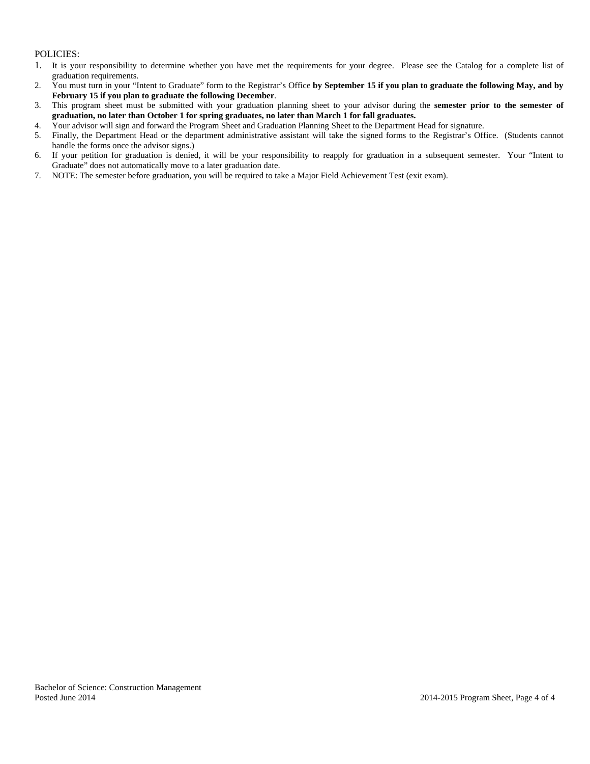POLICIES:

1. It is your responsibility to determine whether you have met the requirements for your degree. Please see the Catalog for a complete list of graduation requirements.
2. You must turn in your "Intent to Graduate" form to the Registrar's Office **by September 15 if you plan to graduate the following May, and by February 15 if you plan to graduate the following December**.
3. This program sheet must be submitted with your graduation planning sheet to your advisor during the **semester prior to the semester of graduation, no later than October 1 for spring graduates, no later than March 1 for fall graduates.**
4. Your advisor will sign and forward the Program Sheet and Graduation Planning Sheet to the Department Head for signature.
5. Finally, the Department Head or the department administrative assistant will take the signed forms to the Registrar's Office. (Students cannot handle the forms once the advisor signs.)
6. If your petition for graduation is denied, it will be your responsibility to reapply for graduation in a subsequent semester. Your "Intent to Graduate" does not automatically move to a later graduation date.
7. NOTE: The semester before graduation, you will be required to take a Major Field Achievement Test (exit exam).